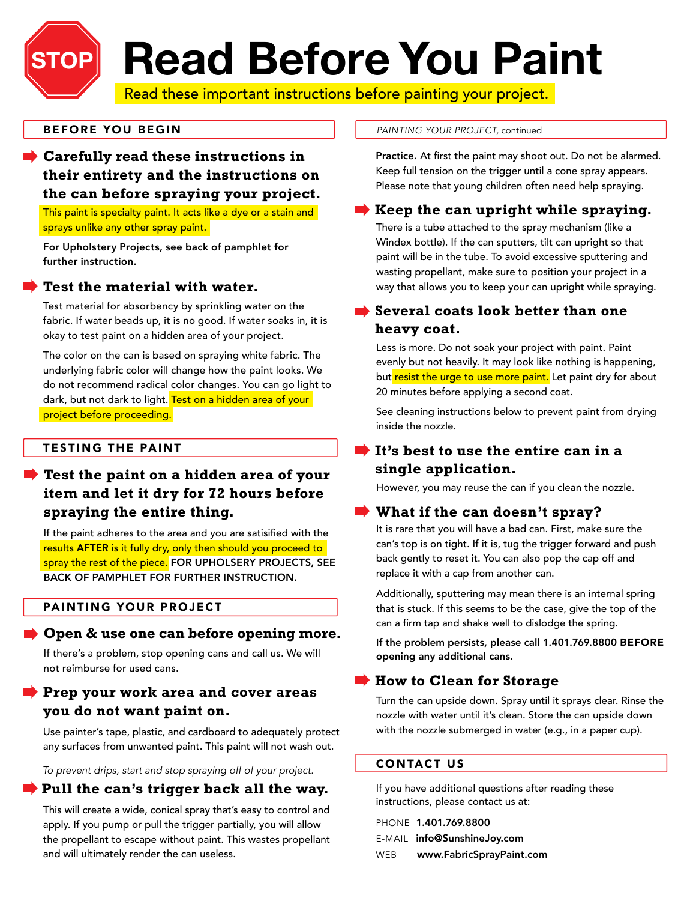# Read Before You Paint

Read these important instructions before painting your project.

## BEFORE YOU BEGIN

### Carefully read these instructions in their entirety and the instructions on the can before spraying your project.

This paint is specialty paint. It acts like a dye or a stain and sprays unlike any other spray paint.

**For Upholstery Projects, see back of pamphlet for further instruction.**

### Test the material with water.

Test material for absorbency by sprinkling water on the fabric. If water beads up, it is no good. If water soaks in, it is okay to test paint on a hidden area of your project.

The color on the can is based on spraying white fabric. The underlying fabric color will change how the paint looks. We do not recommend radical color changes. You can go light to dark, but not dark to light. Test on a hidden area of your project before proceeding.

## TESTING THE PAINT

### Test the paint on a hidden area of your item and let it dry for 72 hours before spraying the entire thing.

If the paint adheres to the area and you are satisified with the results **AFTER** is it fully dry, only then should you proceed to spray the rest of the piece. **FOR UPHOLSERY PROJECTS, SEE BACK OF PAMPHLET FOR FURTHER INSTRUCTION.**

## PAINTING YOUR PROJECT

### Open & use one can before opening more.

If there's a problem, stop opening cans and call us. We will not reimburse for used cans.

### Prep your work area and cover areas you do not want paint on.

Use painter's tape, plastic, and cardboard to adequately protect any surfaces from unwanted paint. This paint will not wash out.

*To prevent drips, start and stop spraying off of your project.*

### Pull the can's trigger back all the way.

This will create a wide, conical spray that's easy to control and apply. If you pump or pull the trigger partially, you will allow the propellant to escape without paint. This wastes propellant and will ultimately render the can useless.

*PAINTING YOUR PROJECT, continued*

**Practice.** At first the paint may shoot out. Do not be alarmed. Keep full tension on the trigger until a cone spray appears. Please note that young children often need help spraying.

### Keep the can upright while spraying.

There is a tube attached to the spray mechanism (like a Windex bottle). If the can sputters, tilt can upright so that paint will be in the tube. To avoid excessive sputtering and wasting propellant, make sure to position your project in a way that allows you to keep your can upright while spraying.

### Several coats look better than one heavy coat.

Less is more. Do not soak your project with paint. Paint evenly but not heavily. It may look like nothing is happening, but resist the urge to use more paint. Let paint dry for about 20 minutes before applying a second coat.

See cleaning instructions below to prevent paint from drying inside the nozzle.

### It's best to use the entire can in a single application.

However, you may reuse the can if you clean the nozzle.

### What if the can doesn't spray?

It is rare that you will have a bad can. First, make sure the can's top is on tight. If it is, tug the trigger forward and push back gently to reset it. You can also pop the cap off and replace it with a cap from another can.

Additionally, sputtering may mean there is an internal spring that is stuck. If this seems to be the case, give the top of the can a firm tap and shake well to dislodge the spring.

**If the problem persists, please call 1.401.769.8800 BEFORE opening any additional cans.**

### How to Clean for Storage

Turn the can upside down. Spray until it sprays clear. Rinse the nozzle with water until it's clean. Store the can upside down with the nozzle submerged in water (e.g., in a paper cup).

## CONTACT US

If you have additional questions after reading these instructions, please contact us at:

PHONE **1.401.769.8800**
E-MAIL **info@SunshineJoy.com**
WEB **www.FabricSprayPaint.com**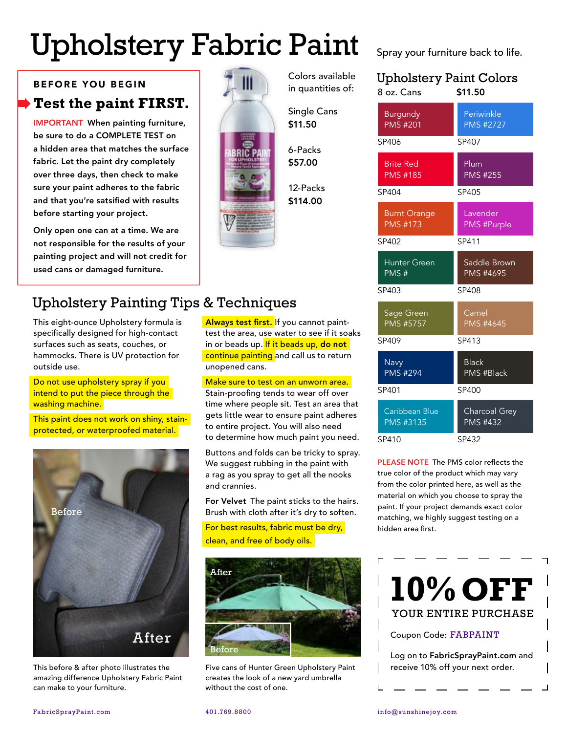# Upholstery Fabric Paint

Spray your furniture back to life.

## BEFORE YOU BEGIN

### Test the paint FIRST.

**IMPORTANT When painting furniture, be sure to do a COMPLETE TEST on a hidden area that matches the surface fabric. Let the paint dry completely over three days, then check to make sure your paint adheres to the fabric and that you're satsified with results before starting your project.**

**Only open one can at a time. We are not responsible for the results of your painting project and will not credit for used cans or damaged furniture.**

Colors available in quantities of:

Single Cans
**$11.50**

6-Packs
**$57.00**

12-Packs
**$114.00**

## Upholstery Paint Colors

8 oz. Cans **$11.50**

| | |
|---|---|
| Burgundy PMS #201 — SP406 | Periwinkle PMS #2727 — SP407 |
| Brite Red PMS #185 — SP404 | Plum PMS #255 — SP405 |
| Burnt Orange PMS #173 — SP402 | Lavender PMS #Purple — SP411 |
| Hunter Green PMS # — SP403 | Saddle Brown PMS #4695 — SP408 |
| Sage Green PMS #5757 — SP409 | Camel PMS #4645 — SP413 |
| Navy PMS #294 — SP401 | Black PMS #Black — SP400 |
| Caribbean Blue PMS #3135 — SP410 | Charcoal Grey PMS #432 — SP432 |

PLEASE NOTE The PMS color reflects the true color of the product which may vary from the color printed here, as well as the material on which you choose to spray the paint. If your project demands exact color matching, we highly suggest testing on a hidden area first.

## Upholstery Painting Tips & Techniques

This eight-ounce Upholstery formula is specifically designed for high-contact surfaces such as seats, couches, or hammocks. There is UV protection for outside use.

Do not use upholstery spray if you intend to put the piece through the washing machine.

This paint does not work on shiny, stain-protected, or waterproofed material.

Before

After

This before & after photo illustrates the amazing difference Upholstery Fabric Paint can make to your furniture.

**Always test first.** If you cannot paint-test the area, use water to see if it soaks in or beads up. If it beads up, **do not** continue painting and call us to return unopened cans.

Make sure to test on an unworn area. Stain-proofing tends to wear off over time where people sit. Test an area that gets little wear to ensure paint adheres to entire project. You will also need to determine how much paint you need.

Buttons and folds can be tricky to spray. We suggest rubbing in the paint with a rag as you spray to get all the nooks and crannies.

**For Velvet** The paint sticks to the hairs. Brush with cloth after it's dry to soften.

For best results, fabric must be dry, clean, and free of body oils.

After

Before

Five cans of Hunter Green Upholstery Paint creates the look of a new yard umbrella without the cost of one.

# 10% OFF

YOUR ENTIRE PURCHASE

Coupon Code: FABPAINT

Log on to **FabricSprayPaint.com** and receive 10% off your next order.

FabricSprayPaint.com    401.769.8800    info@sunshinejoy.com